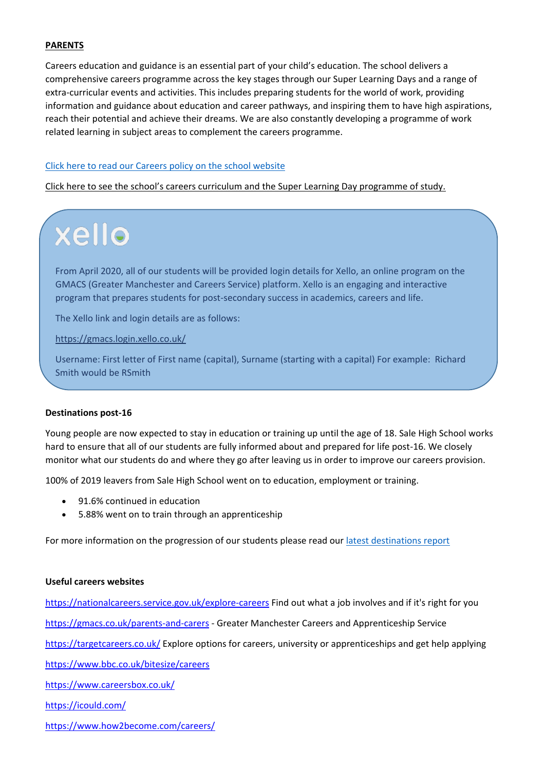**PARENTS**

Careers education and guidance is an essential part of your child's education. The school delivers a comprehensive careers programme across the key stages through our Super Learning Days and a range of extra-curricular events and activities. This includes preparing students for the world of work, providing information and guidance about education and career pathways, and inspiring them to have high aspirations, reach their potential and achieve their dreams. We are also constantly developing a programme of work related learning in subject areas to complement the careers programme.

[Click here to read our Careers policy on the school website](#)

[Click here to see the school's careers curriculum and the Super Learning Day programme of study.](#)

xello

From April 2020, all of our students will be provided login details for Xello, an online program on the GMACS (Greater Manchester and Careers Service) platform. Xello is an engaging and interactive program that prepares students for post-secondary success in academics, careers and life.

The Xello link and login details are as follows:

https://gmacs.login.xello.co.uk/

Username: First letter of First name (capital), Surname (starting with a capital) For example: Richard Smith would be RSmith

**Destinations post-16**

Young people are now expected to stay in education or training up until the age of 18. Sale High School works hard to ensure that all of our students are fully informed about and prepared for life post-16. We closely monitor what our students do and where they go after leaving us in order to improve our careers provision.

100% of 2019 leavers from Sale High School went on to education, employment or training.

- 91.6% continued in education
- 5.88% went on to train through an apprenticeship

For more information on the progression of our students please read our latest destinations report

**Useful careers websites**

https://nationalcareers.service.gov.uk/explore-careers Find out what a job involves and if it's right for you

https://gmacs.co.uk/parents-and-carers - Greater Manchester Careers and Apprenticeship Service

https://targetcareers.co.uk/ Explore options for careers, university or apprenticeships and get help applying

https://www.bbc.co.uk/bitesize/careers

https://www.careersbox.co.uk/

https://icould.com/

https://www.how2become.com/careers/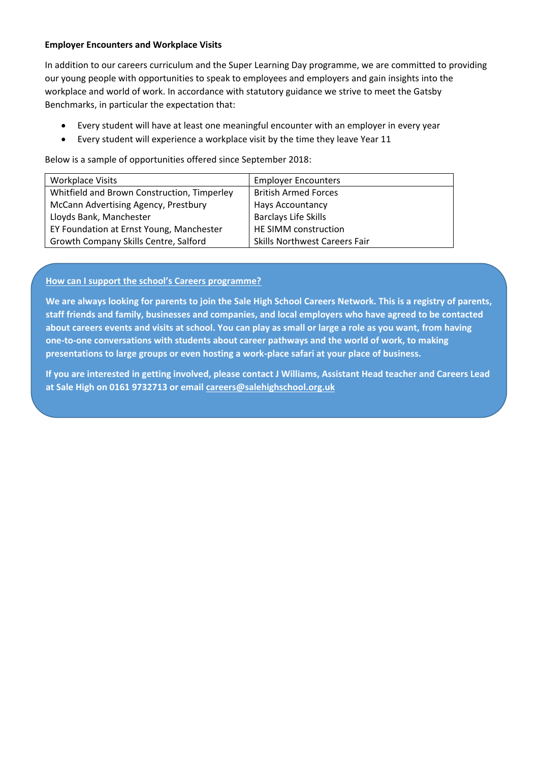**Employer Encounters and Workplace Visits**

In addition to our careers curriculum and the Super Learning Day programme, we are committed to providing our young people with opportunities to speak to employees and employers and gain insights into the workplace and world of work. In accordance with statutory guidance we strive to meet the Gatsby Benchmarks, in particular the expectation that:

- Every student will have at least one meaningful encounter with an employer in every year
- Every student will experience a workplace visit by the time they leave Year 11

Below is a sample of opportunities offered since September 2018:

| Workplace Visits | Employer Encounters |
|---|---|
| Whitfield and Brown Construction, Timperley | British Armed Forces |
| McCann Advertising Agency, Prestbury | Hays Accountancy |
| Lloyds Bank, Manchester | Barclays Life Skills |
| EY Foundation at Ernst Young, Manchester | HE SIMM construction |
| Growth Company Skills Centre, Salford | Skills Northwest Careers Fair |

**How can I support the school's Careers programme?**

**We are always looking for parents to join the Sale High School Careers Network. This is a registry of parents, staff friends and family, businesses and companies, and local employers who have agreed to be contacted about careers events and visits at school. You can play as small or large a role as you want, from having one-to-one conversations with students about career pathways and the world of work, to making presentations to large groups or even hosting a work-place safari at your place of business.**

**If you are interested in getting involved, please contact J Williams, Assistant Head teacher and Careers Lead at Sale High on 0161 9732713 or email careers@salehighschool.org.uk**